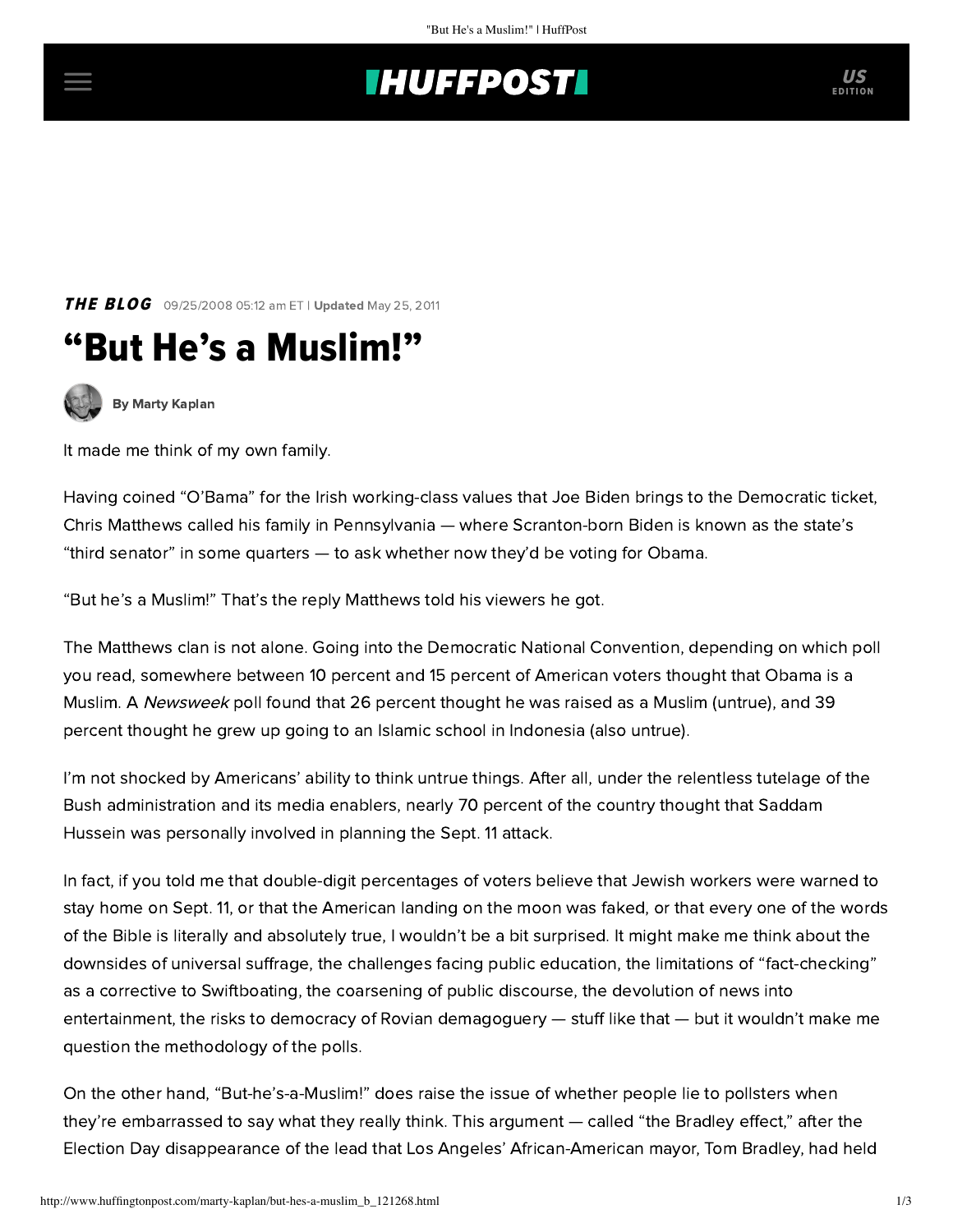THE BLOG 09/25/2008 05:12 am ET | **Updated** May 25, 2011

# "But He's a Muslim!"

By Marty Kaplan

It made me think of my own family.

Having coined "O'Bama" for the Irish working-class values that Joe Biden brings to the Democratic ticket, Chris Matthews called his family in Pennsylvania — where Scranton-born Biden is known as the state's "third senator" in some quarters — to ask whether now they'd be voting for Obama.

"But he's a Muslim!" That's the reply Matthews told his viewers he got.

The Matthews clan is not alone. Going into the Democratic National Convention, depending on which poll you read, somewhere between 10 percent and 15 percent of American voters thought that Obama is a Muslim. A *Newsweek* poll found that 26 percent thought he was raised as a Muslim (untrue), and 39 percent thought he grew up going to an Islamic school in Indonesia (also untrue).

I'm not shocked by Americans' ability to think untrue things. After all, under the relentless tutelage of the Bush administration and its media enablers, nearly 70 percent of the country thought that Saddam Hussein was personally involved in planning the Sept. 11 attack.

In fact, if you told me that double-digit percentages of voters believe that Jewish workers were warned to stay home on Sept. 11, or that the American landing on the moon was faked, or that every one of the words of the Bible is literally and absolutely true, I wouldn't be a bit surprised. It might make me think about the downsides of universal suffrage, the challenges facing public education, the limitations of "fact-checking" as a corrective to Swiftboating, the coarsening of public discourse, the devolution of news into entertainment, the risks to democracy of Rovian demagoguery — stuff like that — but it wouldn't make me question the methodology of the polls.

On the other hand, "But-he's-a-Muslim!" does raise the issue of whether people lie to pollsters when they're embarrassed to say what they really think. This argument — called "the Bradley effect," after the Election Day disappearance of the lead that Los Angeles' African-American mayor, Tom Bradley, had held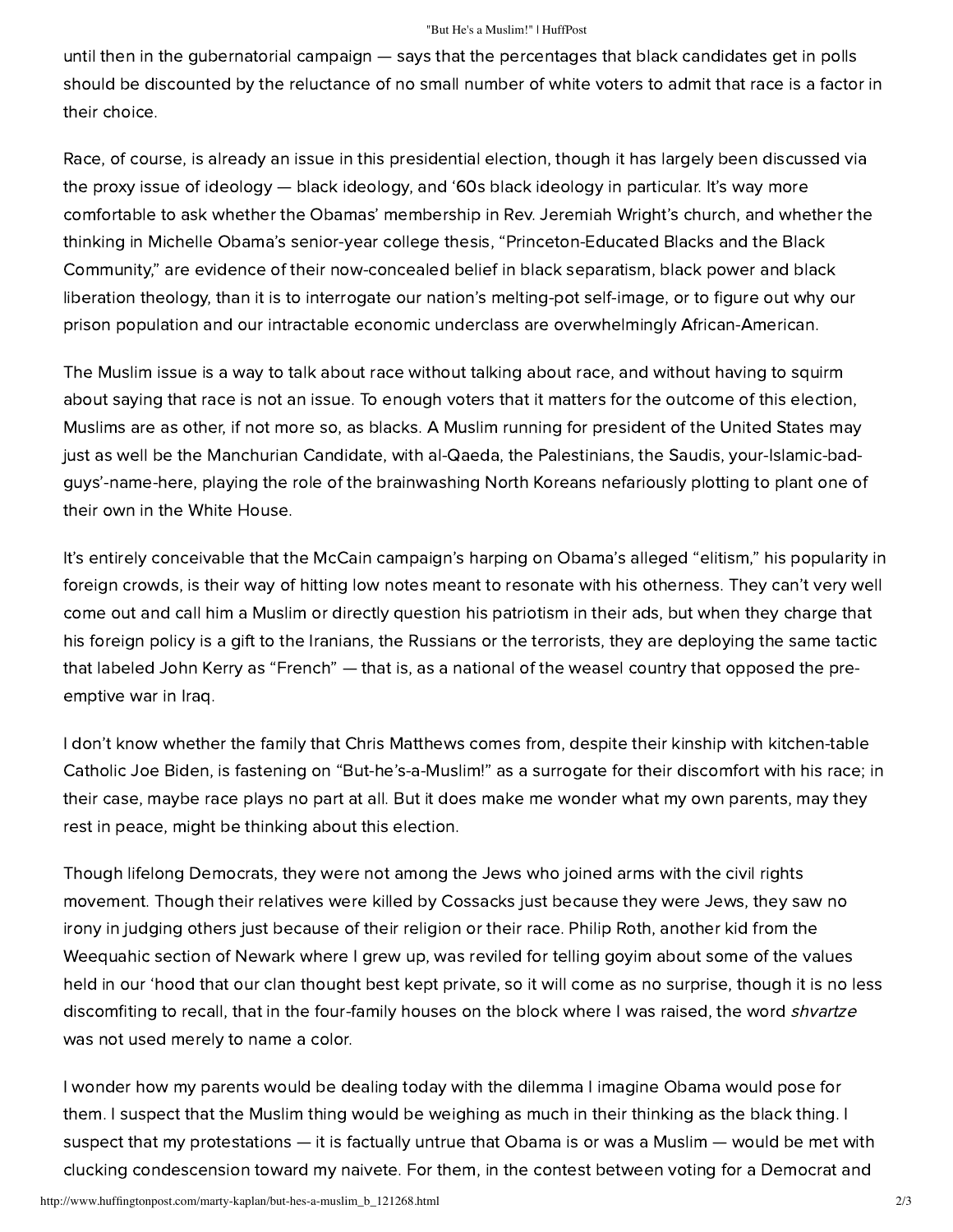until then in the gubernatorial campaign — says that the percentages that black candidates get in polls should be discounted by the reluctance of no small number of white voters to admit that race is a factor in their choice.

Race, of course, is already an issue in this presidential election, though it has largely been discussed via the proxy issue of ideology — black ideology, and '60s black ideology in particular. It's way more comfortable to ask whether the Obamas' membership in Rev. Jeremiah Wright's church, and whether the thinking in Michelle Obama's senior-year college thesis, "Princeton-Educated Blacks and the Black Community," are evidence of their now-concealed belief in black separatism, black power and black liberation theology, than it is to interrogate our nation's melting-pot self-image, or to figure out why our prison population and our intractable economic underclass are overwhelmingly African-American.

The Muslim issue is a way to talk about race without talking about race, and without having to squirm about saying that race is not an issue. To enough voters that it matters for the outcome of this election, Muslims are as other, if not more so, as blacks. A Muslim running for president of the United States may just as well be the Manchurian Candidate, with al-Qaeda, the Palestinians, the Saudis, your-Islamic-bad-guys'-name-here, playing the role of the brainwashing North Koreans nefariously plotting to plant one of their own in the White House.

It's entirely conceivable that the McCain campaign's harping on Obama's alleged "elitism," his popularity in foreign crowds, is their way of hitting low notes meant to resonate with his otherness. They can't very well come out and call him a Muslim or directly question his patriotism in their ads, but when they charge that his foreign policy is a gift to the Iranians, the Russians or the terrorists, they are deploying the same tactic that labeled John Kerry as "French" — that is, as a national of the weasel country that opposed the pre-emptive war in Iraq.

I don't know whether the family that Chris Matthews comes from, despite their kinship with kitchen-table Catholic Joe Biden, is fastening on "But-he's-a-Muslim!" as a surrogate for their discomfort with his race; in their case, maybe race plays no part at all. But it does make me wonder what my own parents, may they rest in peace, might be thinking about this election.

Though lifelong Democrats, they were not among the Jews who joined arms with the civil rights movement. Though their relatives were killed by Cossacks just because they were Jews, they saw no irony in judging others just because of their religion or their race. Philip Roth, another kid from the Weequahic section of Newark where I grew up, was reviled for telling goyim about some of the values held in our 'hood that our clan thought best kept private, so it will come as no surprise, though it is no less discomfiting to recall, that in the four-family houses on the block where I was raised, the word *shvartze* was not used merely to name a color.

I wonder how my parents would be dealing today with the dilemma I imagine Obama would pose for them. I suspect that the Muslim thing would be weighing as much in their thinking as the black thing. I suspect that my protestations — it is factually untrue that Obama is or was a Muslim — would be met with clucking condescension toward my naivete. For them, in the contest between voting for a Democrat and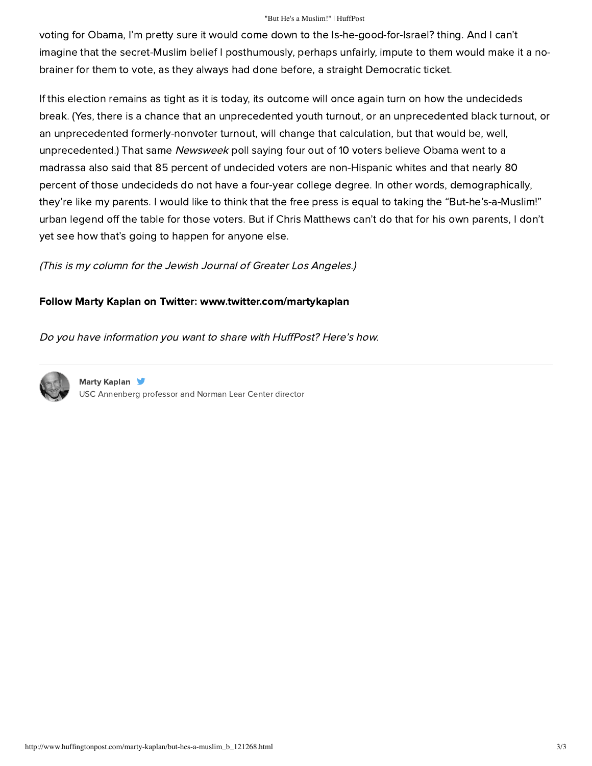voting for Obama, I'm pretty sure it would come down to the Is-he-good-for-Israel? thing. And I can't imagine that the secret-Muslim belief I posthumously, perhaps unfairly, impute to them would make it a no-brainer for them to vote, as they always had done before, a straight Democratic ticket.

If this election remains as tight as it is today, its outcome will once again turn on how the undecideds break. (Yes, there is a chance that an unprecedented youth turnout, or an unprecedented black turnout, or an unprecedented formerly-nonvoter turnout, will change that calculation, but that would be, well, unprecedented.) That same *Newsweek* poll saying four out of 10 voters believe Obama went to a madrassa also said that 85 percent of undecided voters are non-Hispanic whites and that nearly 80 percent of those undecideds do not have a four-year college degree. In other words, demographically, they're like my parents. I would like to think that the free press is equal to taking the "But-he's-a-Muslim!" urban legend off the table for those voters. But if Chris Matthews can't do that for his own parents, I don't yet see how that's going to happen for anyone else.

*(This is my column for the Jewish Journal of Greater Los Angeles.)*

**Follow Marty Kaplan on Twitter: www.twitter.com/martykaplan**

*Do you have information you want to share with HuffPost? Here's how.*

---

Marty Kaplan
USC Annenberg professor and Norman Lear Center director